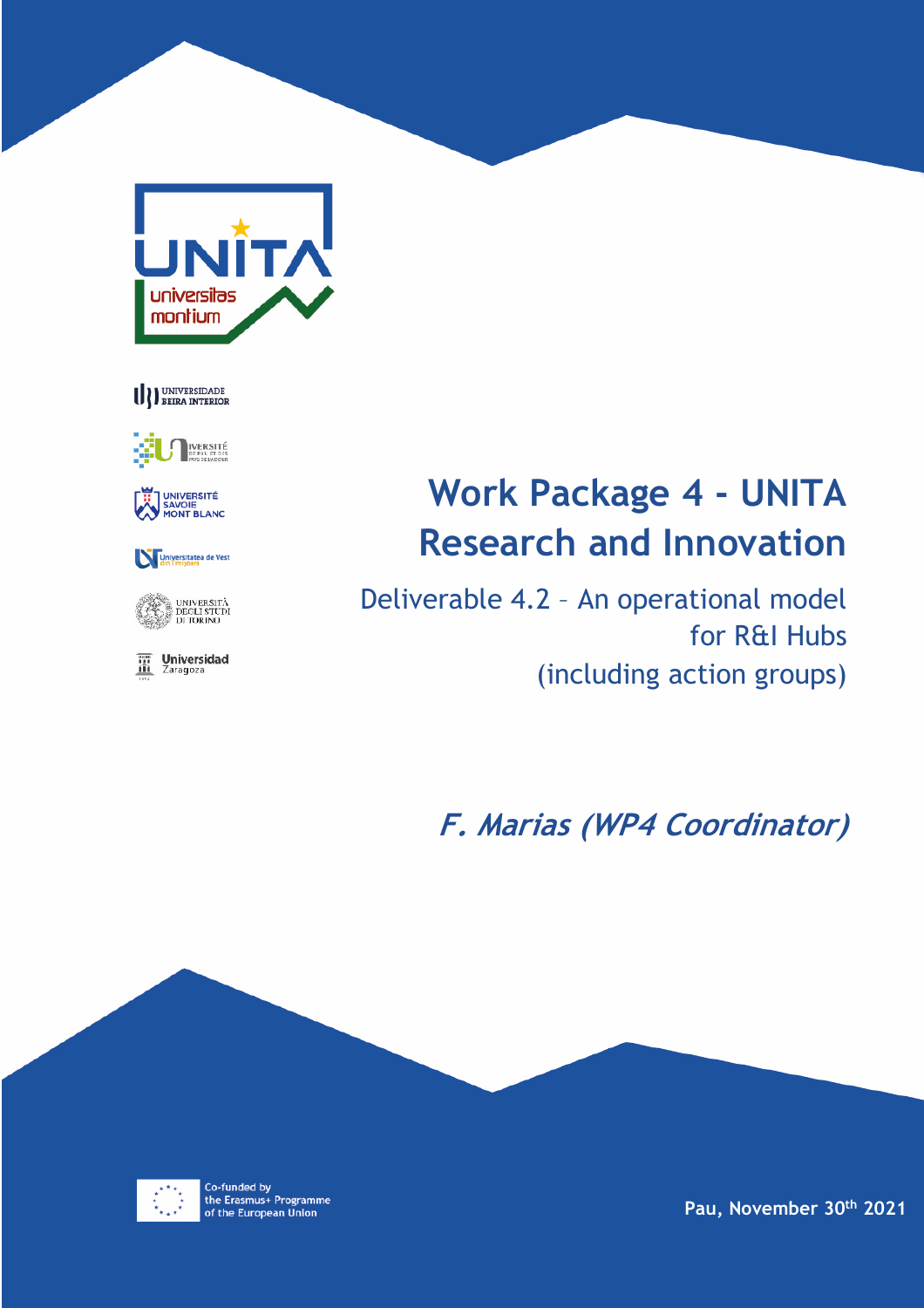# Work Package 4 - UNITA Research and Innovation

## Deliverable 4.2 – An operational model for R&I Hubs (including action groups)

***F. Marias (WP4 Coordinator)***

Co-funded by the Erasmus+ Programme of the European Union

**Pau, November 30th 2021**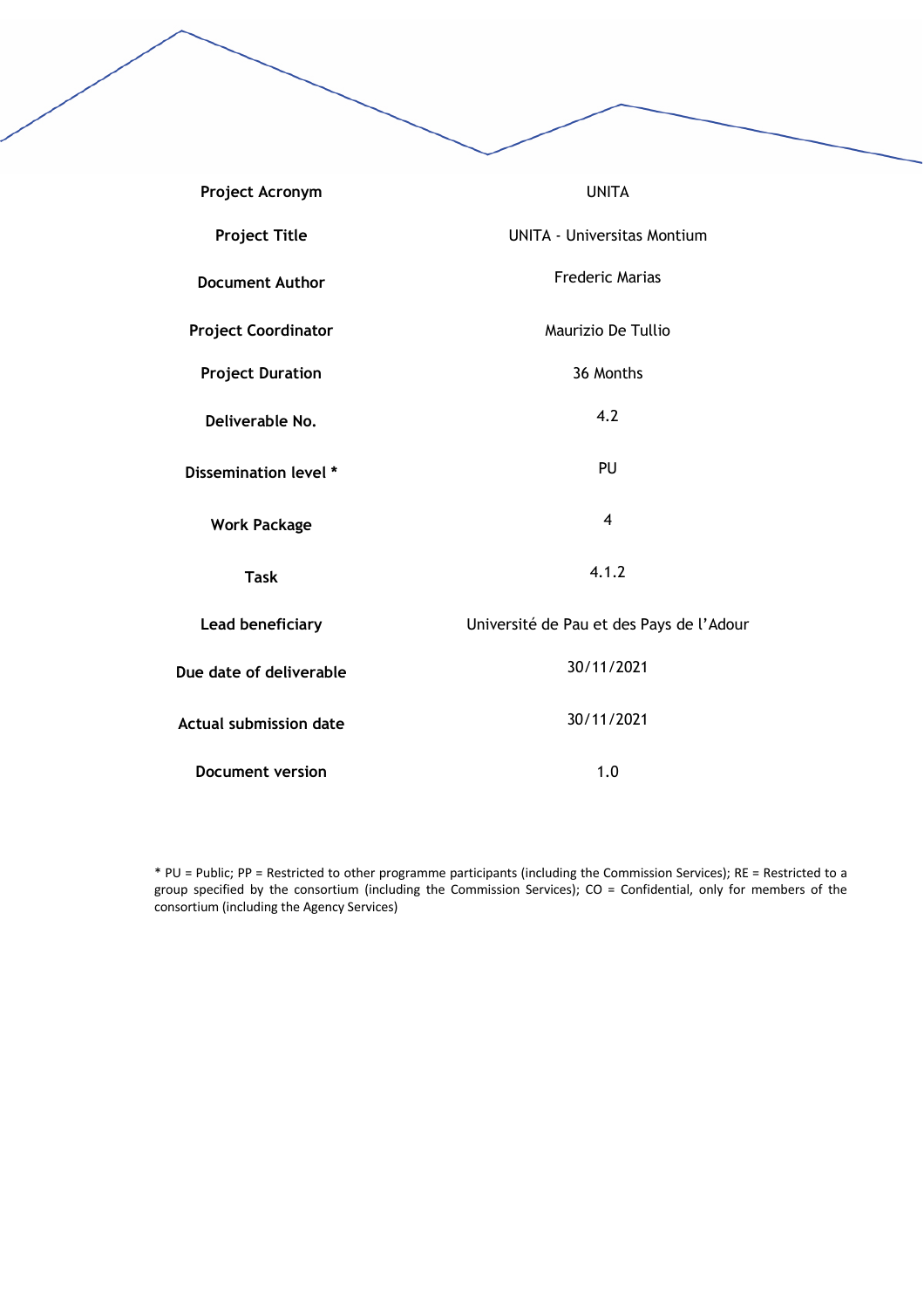| Project Acronym | UNITA |
| --- | --- |
| Project Title | UNITA - Universitas Montium |
| Document Author | Frederic Marias |
| Project Coordinator | Maurizio De Tullio |
| Project Duration | 36 Months |
| Deliverable No. | 4.2 |
| Dissemination level * | PU |
| Work Package | 4 |
| Task | 4.1.2 |
| Lead beneficiary | Université de Pau et des Pays de l'Adour |
| Due date of deliverable | 30/11/2021 |
| Actual submission date | 30/11/2021 |
| Document version | 1.0 |

* PU = Public; PP = Restricted to other programme participants (including the Commission Services); RE = Restricted to a group specified by the consortium (including the Commission Services); CO = Confidential, only for members of the consortium (including the Agency Services)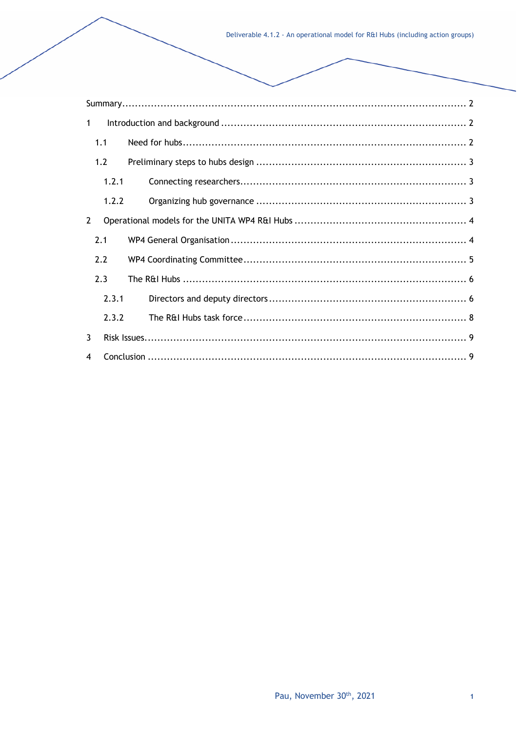Summary ........................................................................................................ 2

1 Introduction and background ........................................................................ 2

1.1 Need for hubs ....................................................................................... 2

1.2 Preliminary steps to hubs design ................................................................ 3

1.2.1 Connecting researchers ..................................................................... 3

1.2.2 Organizing hub governance ................................................................ 3

2 Operational models for the UNITA WP4 R&I Hubs ..................................................... 4

2.1 WP4 General Organisation ....................................................................... 4

2.2 WP4 Coordinating Committee .................................................................... 5

2.3 The R&I Hubs ....................................................................................... 6

2.3.1 Directors and deputy directors ............................................................ 6

2.3.2 The R&I Hubs task force .................................................................... 8

3 Risk Issues ...................................................................................................... 9

4 Conclusion ...................................................................................................... 9

Pau, November 30th, 2021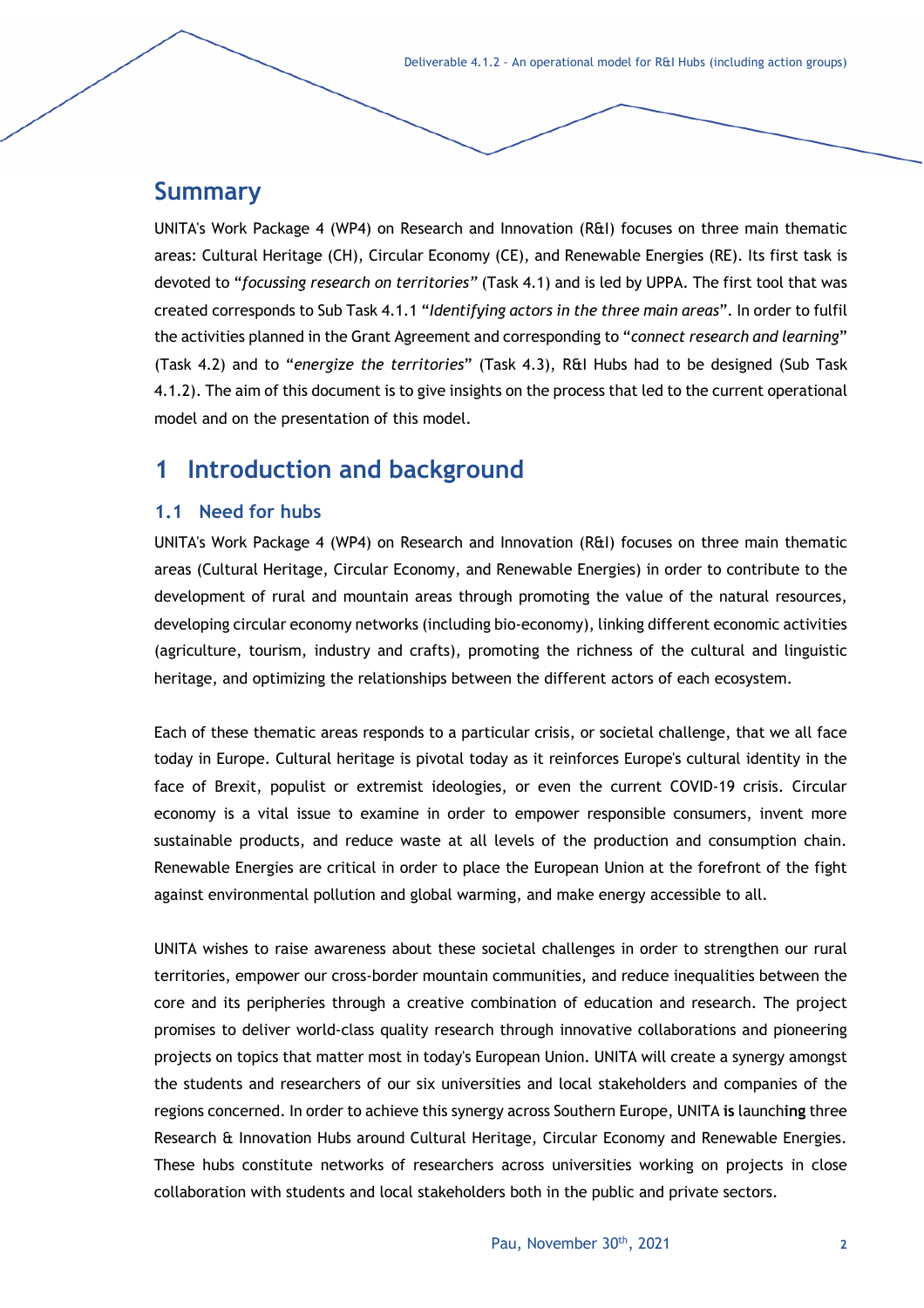## Summary

UNITA's Work Package 4 (WP4) on Research and Innovation (R&I) focuses on three main thematic areas: Cultural Heritage (CH), Circular Economy (CE), and Renewable Energies (RE). Its first task is devoted to "*focussing research on territories*" (Task 4.1) and is led by UPPA. The first tool that was created corresponds to Sub Task 4.1.1 "*Identifying actors in the three main areas*". In order to fulfil the activities planned in the Grant Agreement and corresponding to "*connect research and learning*" (Task 4.2) and to "*energize the territories*" (Task 4.3), R&I Hubs had to be designed (Sub Task 4.1.2). The aim of this document is to give insights on the process that led to the current operational model and on the presentation of this model.

# 1 Introduction and background

## 1.1 Need for hubs

UNITA's Work Package 4 (WP4) on Research and Innovation (R&I) focuses on three main thematic areas (Cultural Heritage, Circular Economy, and Renewable Energies) in order to contribute to the development of rural and mountain areas through promoting the value of the natural resources, developing circular economy networks (including bio-economy), linking different economic activities (agriculture, tourism, industry and crafts), promoting the richness of the cultural and linguistic heritage, and optimizing the relationships between the different actors of each ecosystem.

Each of these thematic areas responds to a particular crisis, or societal challenge, that we all face today in Europe. Cultural heritage is pivotal today as it reinforces Europe's cultural identity in the face of Brexit, populist or extremist ideologies, or even the current COVID-19 crisis. Circular economy is a vital issue to examine in order to empower responsible consumers, invent more sustainable products, and reduce waste at all levels of the production and consumption chain. Renewable Energies are critical in order to place the European Union at the forefront of the fight against environmental pollution and global warming, and make energy accessible to all.

UNITA wishes to raise awareness about these societal challenges in order to strengthen our rural territories, empower our cross-border mountain communities, and reduce inequalities between the core and its peripheries through a creative combination of education and research. The project promises to deliver world-class quality research through innovative collaborations and pioneering projects on topics that matter most in today's European Union. UNITA will create a synergy amongst the students and researchers of our six universities and local stakeholders and companies of the regions concerned. In order to achieve this synergy across Southern Europe, UNITA **is** launch**ing** three Research & Innovation Hubs around Cultural Heritage, Circular Economy and Renewable Energies. These hubs constitute networks of researchers across universities working on projects in close collaboration with students and local stakeholders both in the public and private sectors.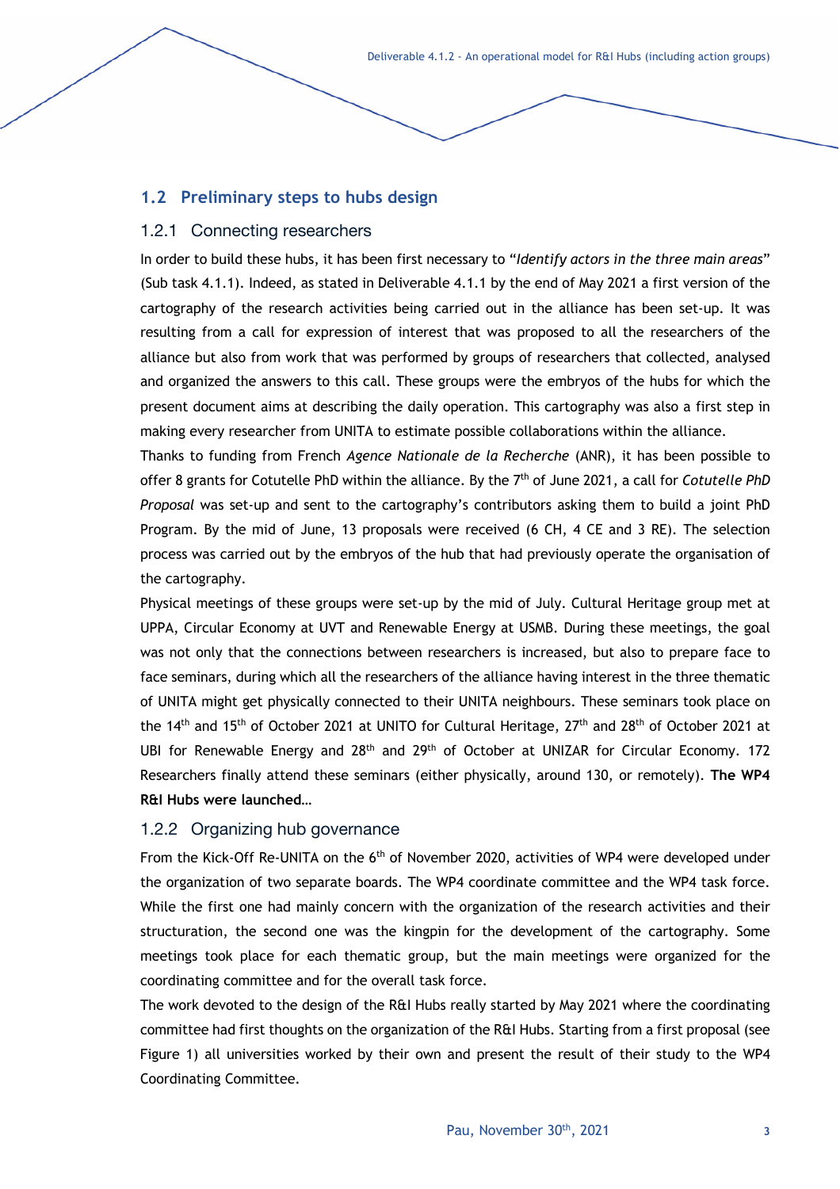## 1.2 Preliminary steps to hubs design

### 1.2.1 Connecting researchers

In order to build these hubs, it has been first necessary to "*Identify actors in the three main areas*" (Sub task 4.1.1). Indeed, as stated in Deliverable 4.1.1 by the end of May 2021 a first version of the cartography of the research activities being carried out in the alliance has been set-up. It was resulting from a call for expression of interest that was proposed to all the researchers of the alliance but also from work that was performed by groups of researchers that collected, analysed and organized the answers to this call. These groups were the embryos of the hubs for which the present document aims at describing the daily operation. This cartography was also a first step in making every researcher from UNITA to estimate possible collaborations within the alliance.

Thanks to funding from French *Agence Nationale de la Recherche* (ANR), it has been possible to offer 8 grants for Cotutelle PhD within the alliance. By the 7th of June 2021, a call for *Cotutelle PhD Proposal* was set-up and sent to the cartography's contributors asking them to build a joint PhD Program. By the mid of June, 13 proposals were received (6 CH, 4 CE and 3 RE). The selection process was carried out by the embryos of the hub that had previously operate the organisation of the cartography.

Physical meetings of these groups were set-up by the mid of July. Cultural Heritage group met at UPPA, Circular Economy at UVT and Renewable Energy at USMB. During these meetings, the goal was not only that the connections between researchers is increased, but also to prepare face to face seminars, during which all the researchers of the alliance having interest in the three thematic of UNITA might get physically connected to their UNITA neighbours. These seminars took place on the 14th and 15th of October 2021 at UNITO for Cultural Heritage, 27th and 28th of October 2021 at UBI for Renewable Energy and 28th and 29th of October at UNIZAR for Circular Economy. 172 Researchers finally attend these seminars (either physically, around 130, or remotely). **The WP4 R&I Hubs were launched…**

### 1.2.2 Organizing hub governance

From the Kick-Off Re-UNITA on the 6th of November 2020, activities of WP4 were developed under the organization of two separate boards. The WP4 coordinate committee and the WP4 task force. While the first one had mainly concern with the organization of the research activities and their structuration, the second one was the kingpin for the development of the cartography. Some meetings took place for each thematic group, but the main meetings were organized for the coordinating committee and for the overall task force.

The work devoted to the design of the R&I Hubs really started by May 2021 where the coordinating committee had first thoughts on the organization of the R&I Hubs. Starting from a first proposal (see Figure 1) all universities worked by their own and present the result of their study to the WP4 Coordinating Committee.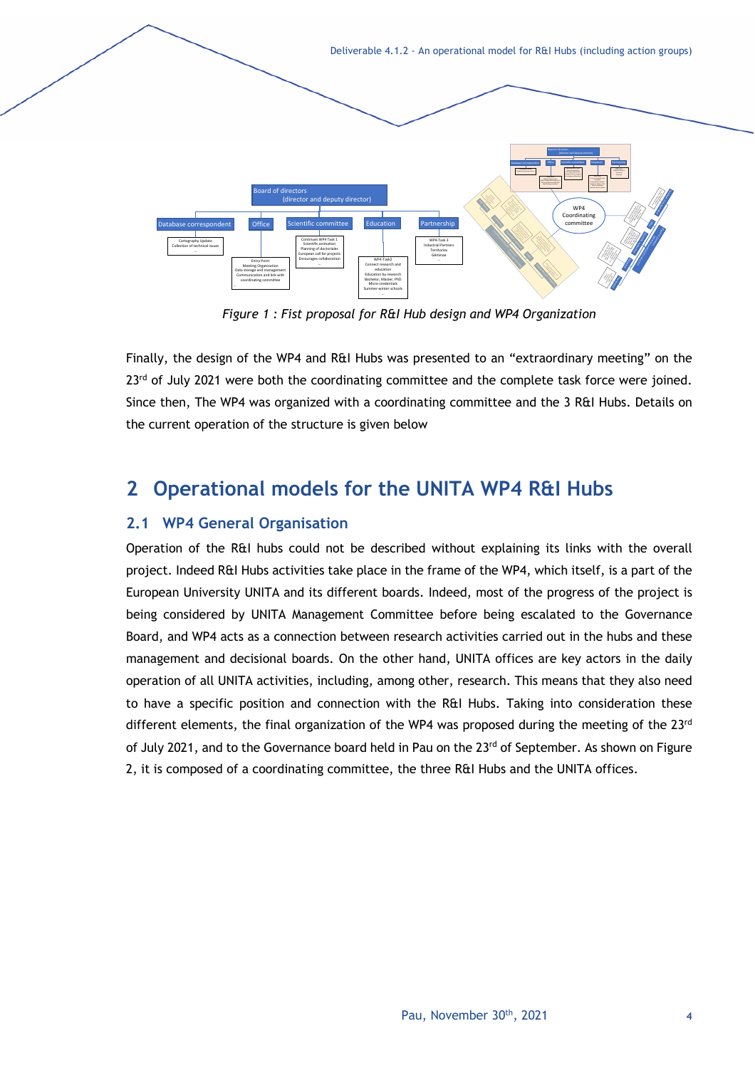Figure 1 : Fist proposal for R&I Hub design and WP4 Organization

Finally, the design of the WP4 and R&I Hubs was presented to an "extraordinary meeting" on the 23rd of July 2021 were both the coordinating committee and the complete task force were joined. Since then, The WP4 was organized with a coordinating committee and the 3 R&I Hubs. Details on the current operation of the structure is given below

# 2 Operational models for the UNITA WP4 R&I Hubs

## 2.1 WP4 General Organisation

Operation of the R&I hubs could not be described without explaining its links with the overall project. Indeed R&I Hubs activities take place in the frame of the WP4, which itself, is a part of the European University UNITA and its different boards. Indeed, most of the progress of the project is being considered by UNITA Management Committee before being escalated to the Governance Board, and WP4 acts as a connection between research activities carried out in the hubs and these management and decisional boards. On the other hand, UNITA offices are key actors in the daily operation of all UNITA activities, including, among other, research. This means that they also need to have a specific position and connection with the R&I Hubs. Taking into consideration these different elements, the final organization of the WP4 was proposed during the meeting of the 23rd of July 2021, and to the Governance board held in Pau on the 23rd of September. As shown on Figure 2, it is composed of a coordinating committee, the three R&I Hubs and the UNITA offices.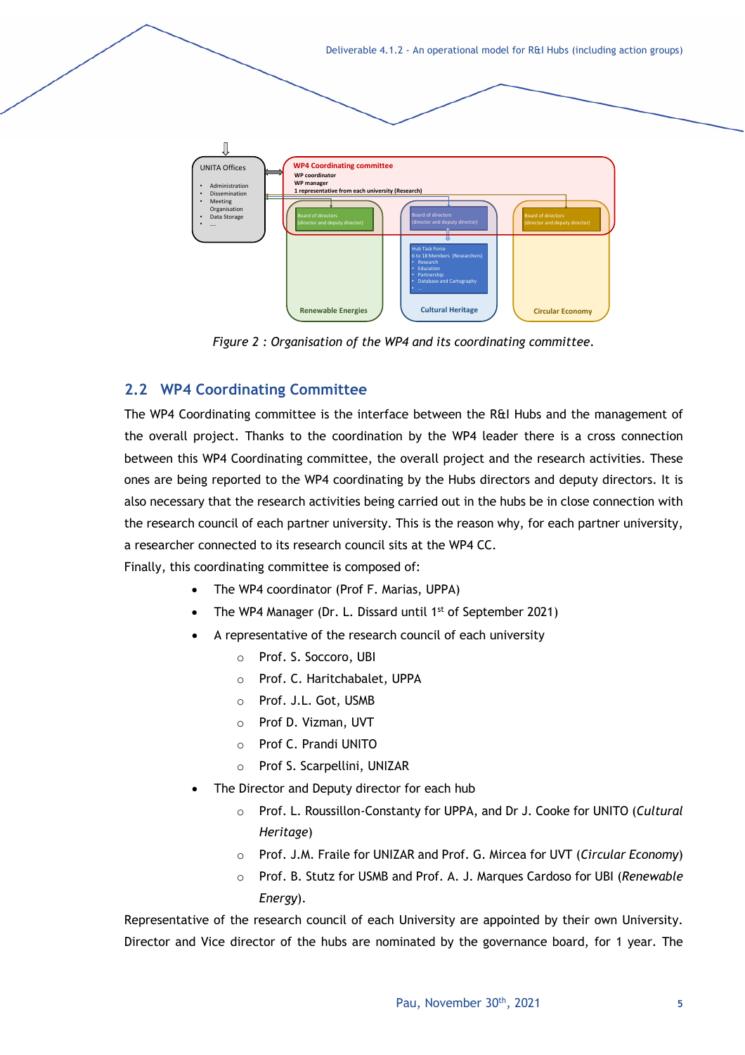Figure 2 : Organisation of the WP4 and its coordinating committee.

## 2.2 WP4 Coordinating Committee

The WP4 Coordinating committee is the interface between the R&I Hubs and the management of the overall project. Thanks to the coordination by the WP4 leader there is a cross connection between this WP4 Coordinating committee, the overall project and the research activities. These ones are being reported to the WP4 coordinating by the Hubs directors and deputy directors. It is also necessary that the research activities being carried out in the hubs be in close connection with the research council of each partner university. This is the reason why, for each partner university, a researcher connected to its research council sits at the WP4 CC.

Finally, this coordinating committee is composed of:

- The WP4 coordinator (Prof F. Marias, UPPA)
- The WP4 Manager (Dr. L. Dissard until 1st of September 2021)
- A representative of the research council of each university
  - Prof. S. Soccoro, UBI
  - Prof. C. Haritchabalet, UPPA
  - Prof. J.L. Got, USMB
  - Prof D. Vizman, UVT
  - Prof C. Prandi UNITO
  - Prof S. Scarpellini, UNIZAR
- The Director and Deputy director for each hub
  - Prof. L. Roussillon-Constanty for UPPA, and Dr J. Cooke for UNITO (*Cultural Heritage*)
  - Prof. J.M. Fraile for UNIZAR and Prof. G. Mircea for UVT (*Circular Economy*)
  - Prof. B. Stutz for USMB and Prof. A. J. Marques Cardoso for UBI (*Renewable Energy*).

Representative of the research council of each University are appointed by their own University. Director and Vice director of the hubs are nominated by the governance board, for 1 year. The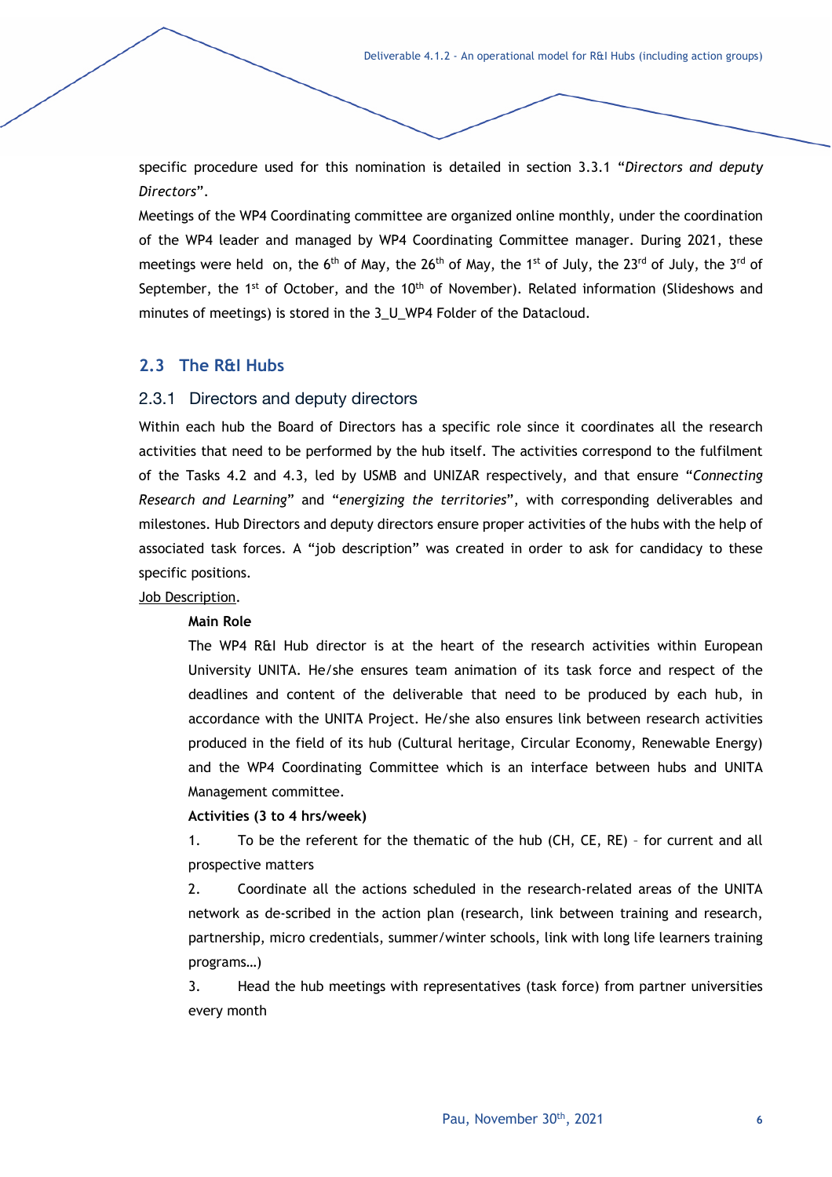specific procedure used for this nomination is detailed in section 3.3.1 "*Directors and deputy Directors*".

Meetings of the WP4 Coordinating committee are organized online monthly, under the coordination of the WP4 leader and managed by WP4 Coordinating Committee manager. During 2021, these meetings were held on, the 6th of May, the 26th of May, the 1st of July, the 23rd of July, the 3rd of September, the 1st of October, and the 10th of November). Related information (Slideshows and minutes of meetings) is stored in the 3_U_WP4 Folder of the Datacloud.

## 2.3 The R&I Hubs

### 2.3.1 Directors and deputy directors

Within each hub the Board of Directors has a specific role since it coordinates all the research activities that need to be performed by the hub itself. The activities correspond to the fulfilment of the Tasks 4.2 and 4.3, led by USMB and UNIZAR respectively, and that ensure "*Connecting Research and Learning*" and "*energizing the territories*", with corresponding deliverables and milestones. Hub Directors and deputy directors ensure proper activities of the hubs with the help of associated task forces. A "job description" was created in order to ask for candidacy to these specific positions.

Job Description.

**Main Role**

The WP4 R&I Hub director is at the heart of the research activities within European University UNITA. He/she ensures team animation of its task force and respect of the deadlines and content of the deliverable that need to be produced by each hub, in accordance with the UNITA Project. He/she also ensures link between research activities produced in the field of its hub (Cultural heritage, Circular Economy, Renewable Energy) and the WP4 Coordinating Committee which is an interface between hubs and UNITA Management committee.

**Activities (3 to 4 hrs/week)**

1. To be the referent for the thematic of the hub (CH, CE, RE) – for current and all prospective matters
2. Coordinate all the actions scheduled in the research-related areas of the UNITA network as de-scribed in the action plan (research, link between training and research, partnership, micro credentials, summer/winter schools, link with long life learners training programs…)
3. Head the hub meetings with representatives (task force) from partner universities every month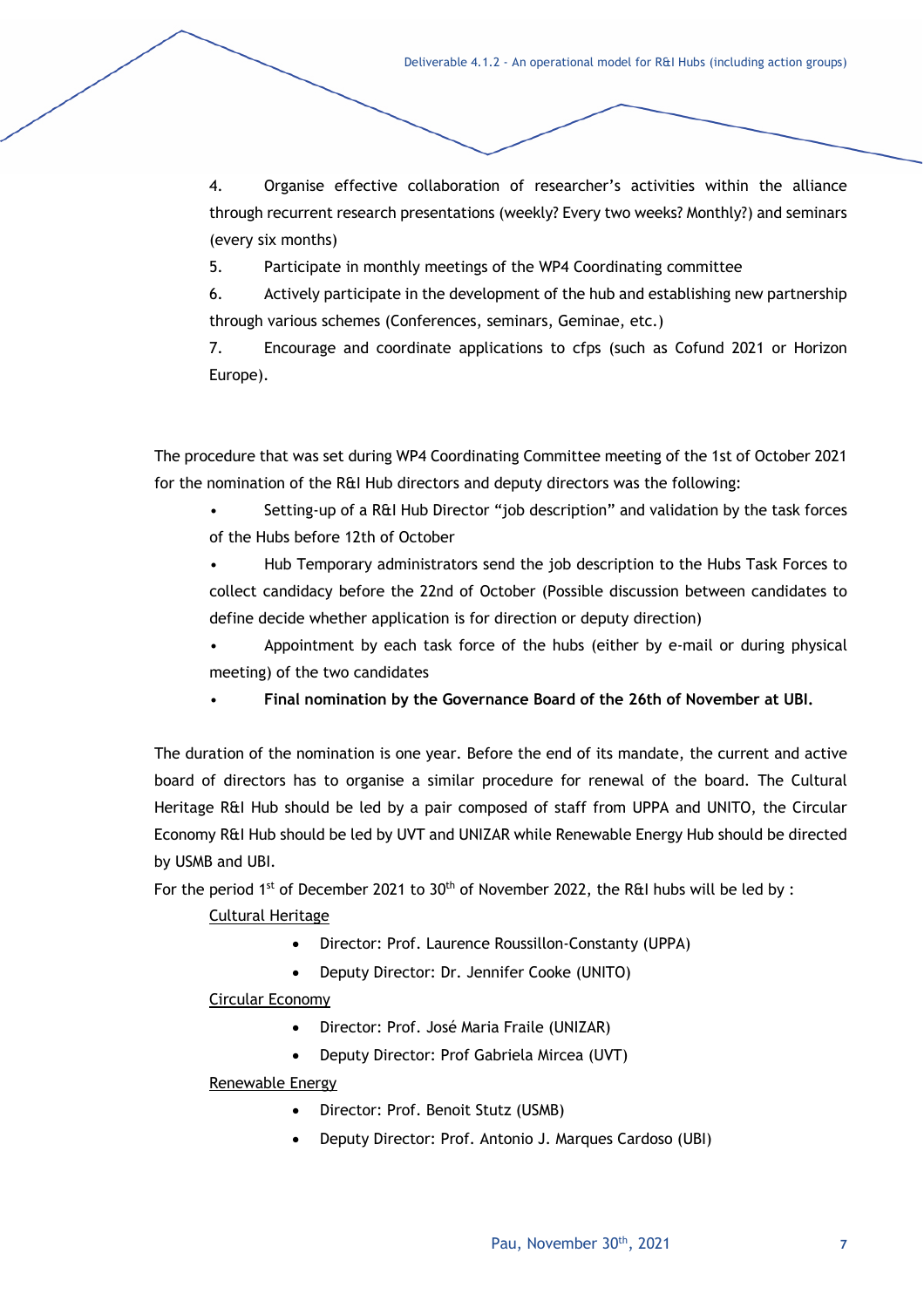4. Organise effective collaboration of researcher's activities within the alliance through recurrent research presentations (weekly? Every two weeks? Monthly?) and seminars (every six months)

5. Participate in monthly meetings of the WP4 Coordinating committee

6. Actively participate in the development of the hub and establishing new partnership through various schemes (Conferences, seminars, Geminae, etc.)

7. Encourage and coordinate applications to cfps (such as Cofund 2021 or Horizon Europe).

The procedure that was set during WP4 Coordinating Committee meeting of the 1st of October 2021 for the nomination of the R&I Hub directors and deputy directors was the following:

- Setting-up of a R&I Hub Director "job description" and validation by the task forces of the Hubs before 12th of October
- Hub Temporary administrators send the job description to the Hubs Task Forces to collect candidacy before the 22nd of October (Possible discussion between candidates to define decide whether application is for direction or deputy direction)
- Appointment by each task force of the hubs (either by e-mail or during physical meeting) of the two candidates
- **Final nomination by the Governance Board of the 26th of November at UBI.**

The duration of the nomination is one year. Before the end of its mandate, the current and active board of directors has to organise a similar procedure for renewal of the board. The Cultural Heritage R&I Hub should be led by a pair composed of staff from UPPA and UNITO, the Circular Economy R&I Hub should be led by UVT and UNIZAR while Renewable Energy Hub should be directed by USMB and UBI.

For the period 1st of December 2021 to 30th of November 2022, the R&I hubs will be led by :

Cultural Heritage

- Director: Prof. Laurence Roussillon-Constanty (UPPA)
- Deputy Director: Dr. Jennifer Cooke (UNITO)

Circular Economy

- Director: Prof. José Maria Fraile (UNIZAR)
- Deputy Director: Prof Gabriela Mircea (UVT)

Renewable Energy

- Director: Prof. Benoit Stutz (USMB)
- Deputy Director: Prof. Antonio J. Marques Cardoso (UBI)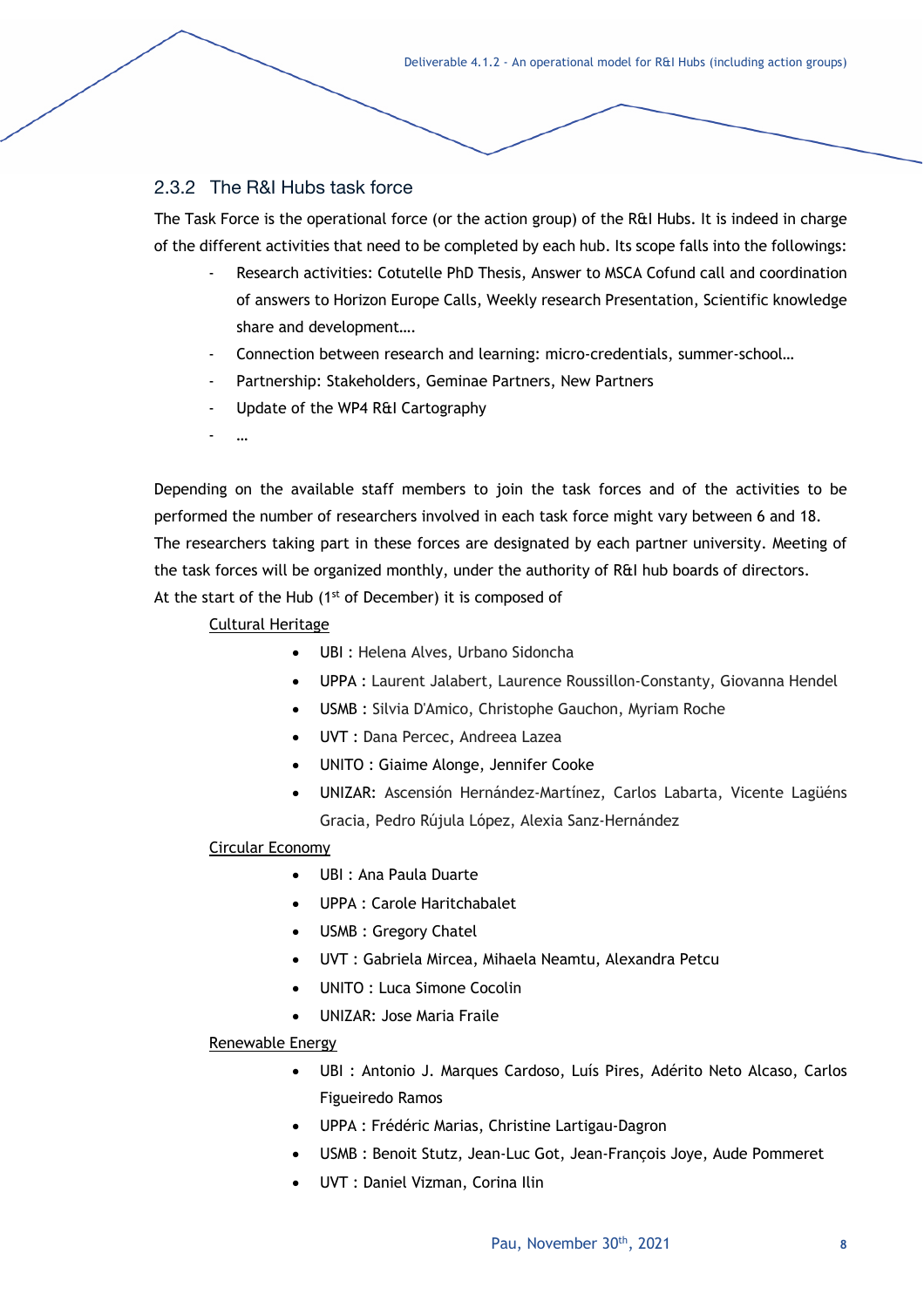### 2.3.2 The R&I Hubs task force

The Task Force is the operational force (or the action group) of the R&I Hubs. It is indeed in charge of the different activities that need to be completed by each hub. Its scope falls into the followings:

- Research activities: Cotutelle PhD Thesis, Answer to MSCA Cofund call and coordination of answers to Horizon Europe Calls, Weekly research Presentation, Scientific knowledge share and development….
- Connection between research and learning: micro-credentials, summer-school…
- Partnership: Stakeholders, Geminae Partners, New Partners
- Update of the WP4 R&I Cartography
- …

Depending on the available staff members to join the task forces and of the activities to be performed the number of researchers involved in each task force might vary between 6 and 18. The researchers taking part in these forces are designated by each partner university. Meeting of the task forces will be organized monthly, under the authority of R&I hub boards of directors.
At the start of the Hub (1st of December) it is composed of

<u>Cultural Heritage</u>

- UBI : Helena Alves, Urbano Sidoncha
- UPPA : Laurent Jalabert, Laurence Roussillon-Constanty, Giovanna Hendel
- USMB : Silvia D'Amico, Christophe Gauchon, Myriam Roche
- UVT : Dana Percec, Andreea Lazea
- UNITO : Giaime Alonge, Jennifer Cooke
- UNIZAR: Ascensión Hernández-Martínez, Carlos Labarta, Vicente Lagüéns Gracia, Pedro Rújula López, Alexia Sanz-Hernández

<u>Circular Economy</u>

- UBI : Ana Paula Duarte
- UPPA : Carole Haritchabalet
- USMB : Gregory Chatel
- UVT : Gabriela Mircea, Mihaela Neamtu, Alexandra Petcu
- UNITO : Luca Simone Cocolin
- UNIZAR: Jose Maria Fraile

<u>Renewable Energy</u>

- UBI : Antonio J. Marques Cardoso, Luís Pires, Adérito Neto Alcaso, Carlos Figueiredo Ramos
- UPPA : Frédéric Marias, Christine Lartigau-Dagron
- USMB : Benoit Stutz, Jean-Luc Got, Jean-François Joye, Aude Pommeret
- UVT : Daniel Vizman, Corina Ilin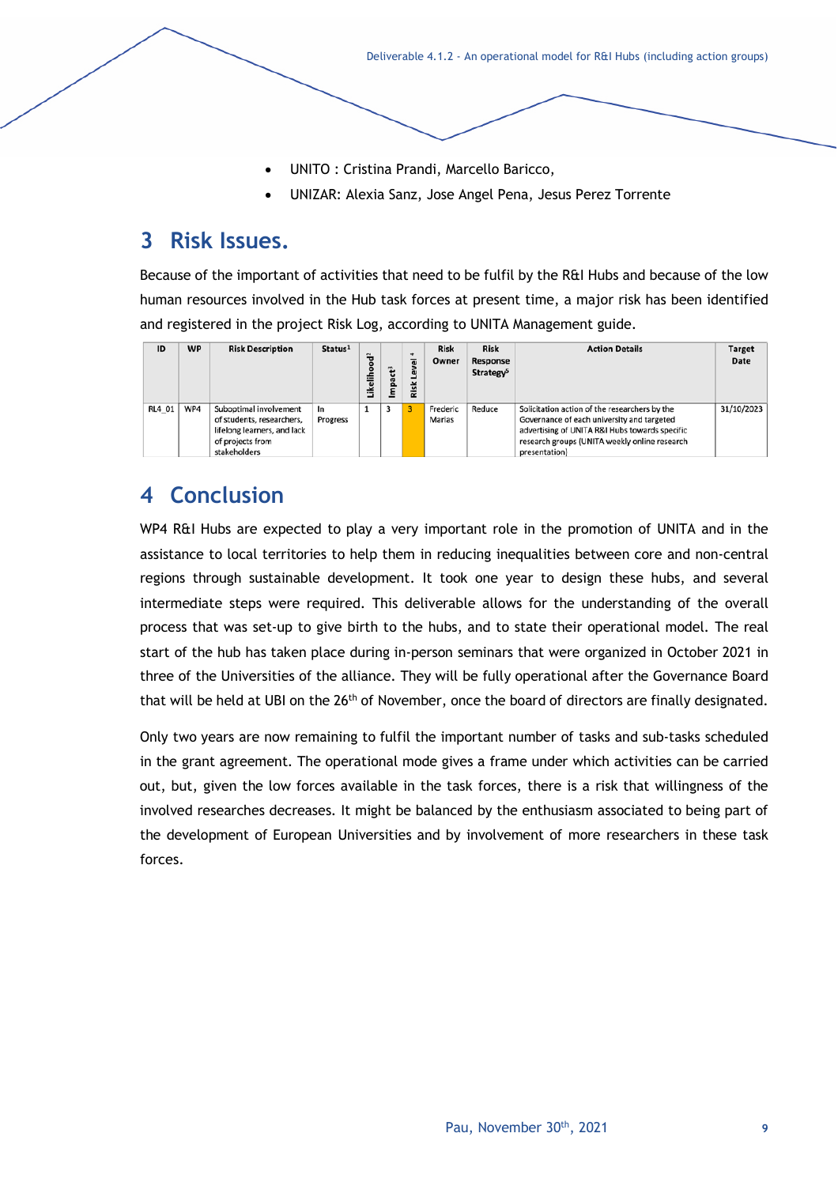- UNITO : Cristina Prandi, Marcello Baricco,
- UNIZAR: Alexia Sanz, Jose Angel Pena, Jesus Perez Torrente

# 3 Risk Issues.

Because of the important of activities that need to be fulfil by the R&I Hubs and because of the low human resources involved in the Hub task forces at present time, a major risk has been identified and registered in the project Risk Log, according to UNITA Management guide.

| ID | WP | Risk Description | Status[1] | Likelihood[2] | Impact[3] | Risk Level [4] | Risk Owner | Risk Response Strategy[5] | Action Details | Target Date |
|---|---|---|---|---|---|---|---|---|---|---|
| RL4_01 | WP4 | Suboptimal involvement of students, researchers, lifelong learners, and lack of projects from stakeholders | In Progress | 1 | 3 | 3 | Frederic Marias | Reduce | Solicitation action of the researchers by the Governance of each university and targeted advertising of UNITA R&I Hubs towards specific research groups (UNITA weekly online research presentation) | 31/10/2023 |

# 4 Conclusion

WP4 R&I Hubs are expected to play a very important role in the promotion of UNITA and in the assistance to local territories to help them in reducing inequalities between core and non-central regions through sustainable development. It took one year to design these hubs, and several intermediate steps were required. This deliverable allows for the understanding of the overall process that was set-up to give birth to the hubs, and to state their operational model. The real start of the hub has taken place during in-person seminars that were organized in October 2021 in three of the Universities of the alliance. They will be fully operational after the Governance Board that will be held at UBI on the 26th of November, once the board of directors are finally designated.

Only two years are now remaining to fulfil the important number of tasks and sub-tasks scheduled in the grant agreement. The operational mode gives a frame under which activities can be carried out, but, given the low forces available in the task forces, there is a risk that willingness of the involved researches decreases. It might be balanced by the enthusiasm associated to being part of the development of European Universities and by involvement of more researchers in these task forces.

Pau, November 30th, 2021